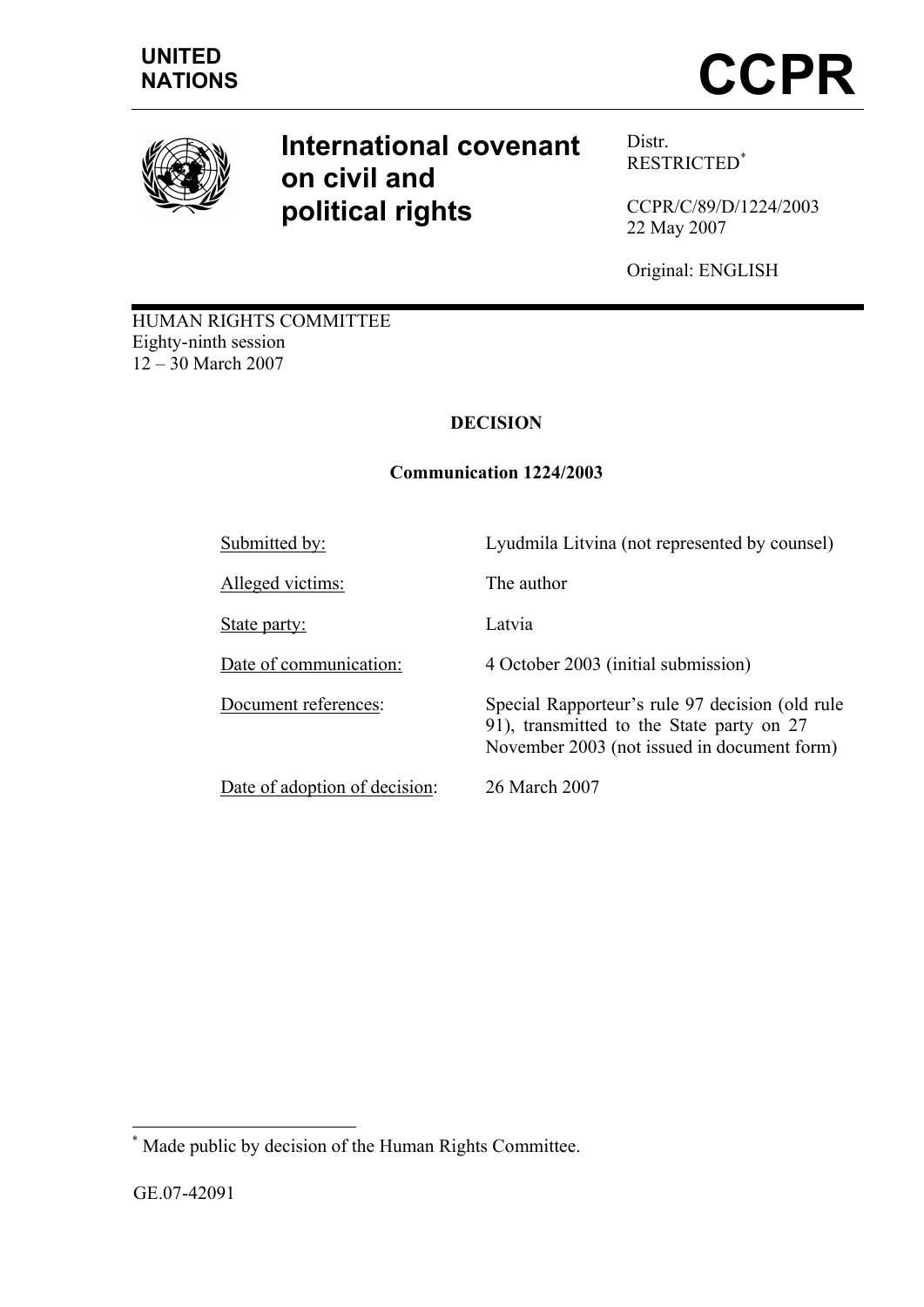UNITED NATIONS

# CCPR

## International covenant on civil and political rights

Distr.
RESTRICTED[*]

CCPR/C/89/D/1224/2003
22 May 2007

Original: ENGLISH

HUMAN RIGHTS COMMITTEE
Eighty-ninth session
12 – 30 March 2007

**DECISION**

**Communication 1224/2003**

| | |
|---|---|
| Submitted by: | Lyudmila Litvina (not represented by counsel) |
| Alleged victims: | The author |
| State party: | Latvia |
| Date of communication: | 4 October 2003 (initial submission) |
| Document references: | Special Rapporteur's rule 97 decision (old rule 91), transmitted to the State party on 27 November 2003 (not issued in document form) |
| Date of adoption of decision: | 26 March 2007 |

[*] Made public by decision of the Human Rights Committee.

GE.07-42091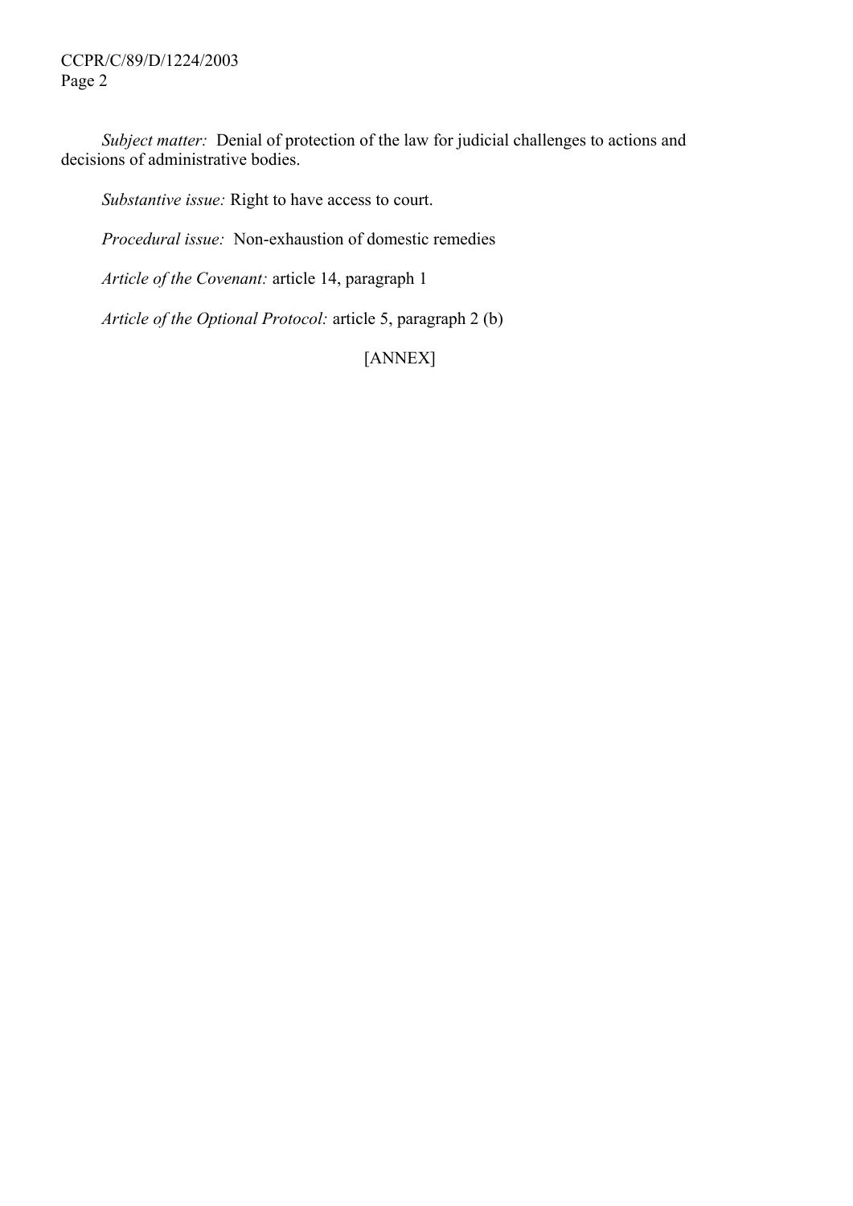*Subject matter:* Denial of protection of the law for judicial challenges to actions and decisions of administrative bodies.

*Substantive issue:* Right to have access to court.

*Procedural issue:* Non-exhaustion of domestic remedies

*Article of the Covenant:* article 14, paragraph 1

*Article of the Optional Protocol:* article 5, paragraph 2 (b)

[ANNEX]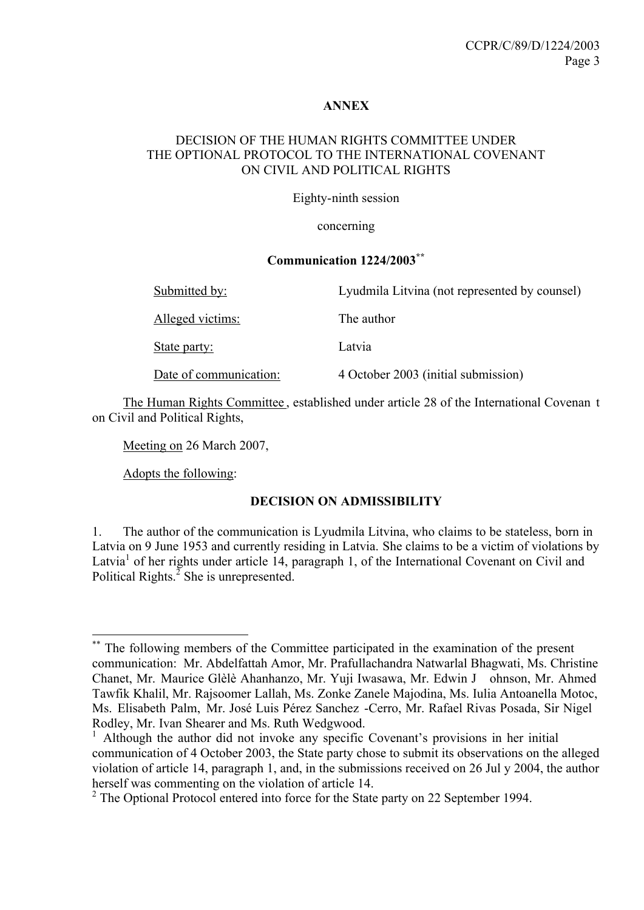**ANNEX**

DECISION OF THE HUMAN RIGHTS COMMITTEE UNDER THE OPTIONAL PROTOCOL TO THE INTERNATIONAL COVENANT ON CIVIL AND POLITICAL RIGHTS

Eighty-ninth session

concerning

**Communication 1224/2003**[**]

| | |
|---|---|
| Submitted by: | Lyudmila Litvina (not represented by counsel) |
| Alleged victims: | The author |
| State party: | Latvia |
| Date of communication: | 4 October 2003 (initial submission) |

The Human Rights Committee, established under article 28 of the International Covenant on Civil and Political Rights,

Meeting on 26 March 2007,

Adopts the following:

**DECISION ON ADMISSIBILITY**

1. The author of the communication is Lyudmila Litvina, who claims to be stateless, born in Latvia on 9 June 1953 and currently residing in Latvia. She claims to be a victim of violations by Latvia[1] of her rights under article 14, paragraph 1, of the International Covenant on Civil and Political Rights.[2] She is unrepresented.

---

[**] The following members of the Committee participated in the examination of the present communication: Mr. Abdelfattah Amor, Mr. Prafullachandra Natwarlal Bhagwati, Ms. Christine Chanet, Mr. Maurice Glèlè Ahanhanzo, Mr. Yuji Iwasawa, Mr. Edwin Johnson, Mr. Ahmed Tawfik Khalil, Mr. Rajsoomer Lallah, Ms. Zonke Zanele Majodina, Ms. Iulia Antoanella Motoc, Ms. Elisabeth Palm, Mr. José Luis Pérez Sanchez-Cerro, Mr. Rafael Rivas Posada, Sir Nigel Rodley, Mr. Ivan Shearer and Ms. Ruth Wedgwood.

[1] Although the author did not invoke any specific Covenant's provisions in her initial communication of 4 October 2003, the State party chose to submit its observations on the alleged violation of article 14, paragraph 1, and, in the submissions received on 26 July 2004, the author herself was commenting on the violation of article 14.

[2] The Optional Protocol entered into force for the State party on 22 September 1994.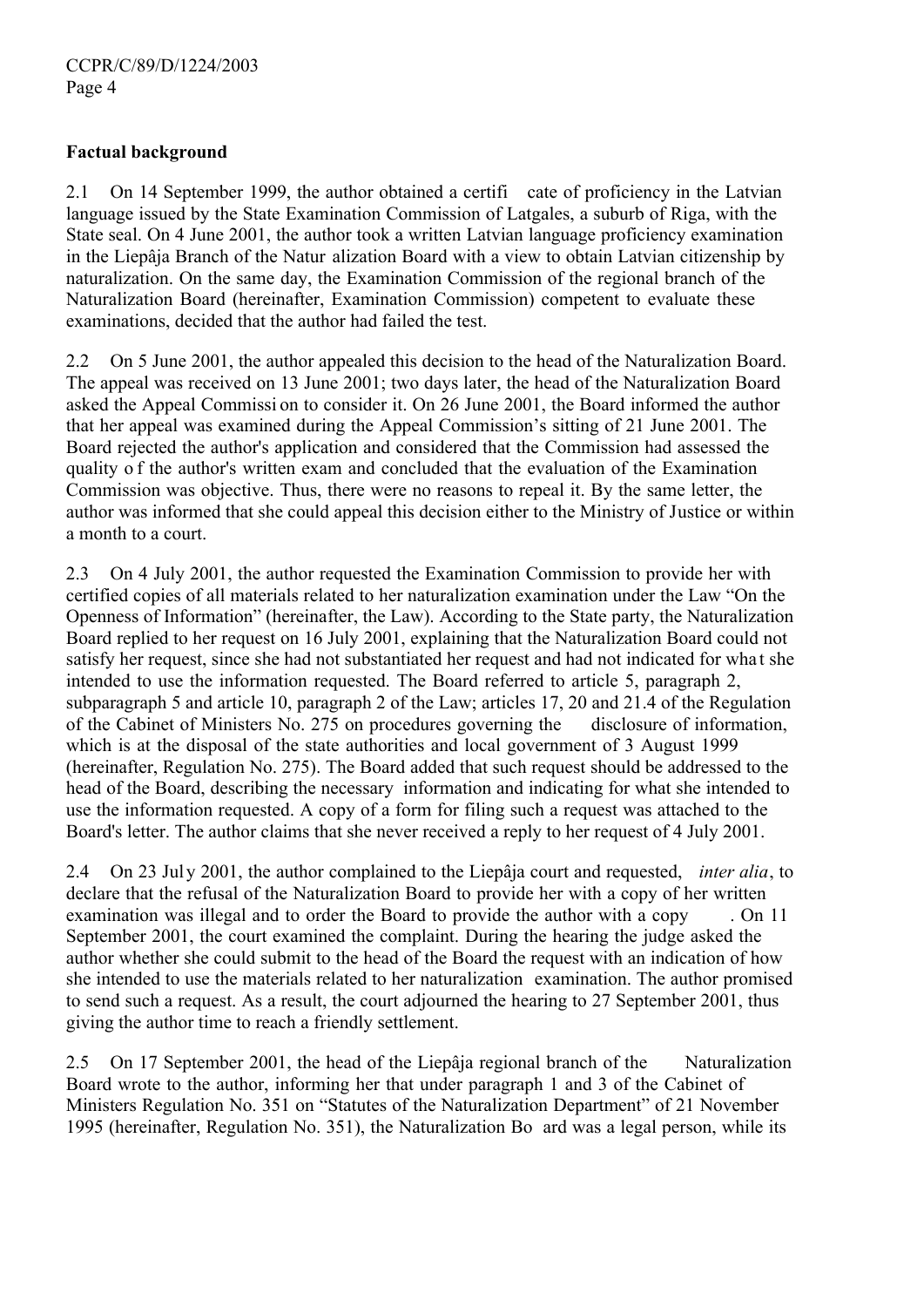**Factual background**

2.1 On 14 September 1999, the author obtained a certificate of proficiency in the Latvian language issued by the State Examination Commission of Latgales, a suburb of Riga, with the State seal. On 4 June 2001, the author took a written Latvian language proficiency examination in the Liepâja Branch of the Naturalization Board with a view to obtain Latvian citizenship by naturalization. On the same day, the Examination Commission of the regional branch of the Naturalization Board (hereinafter, Examination Commission) competent to evaluate these examinations, decided that the author had failed the test.

2.2 On 5 June 2001, the author appealed this decision to the head of the Naturalization Board. The appeal was received on 13 June 2001; two days later, the head of the Naturalization Board asked the Appeal Commission to consider it. On 26 June 2001, the Board informed the author that her appeal was examined during the Appeal Commission's sitting of 21 June 2001. The Board rejected the author's application and considered that the Commission had assessed the quality of the author's written exam and concluded that the evaluation of the Examination Commission was objective. Thus, there were no reasons to repeal it. By the same letter, the author was informed that she could appeal this decision either to the Ministry of Justice or within a month to a court.

2.3 On 4 July 2001, the author requested the Examination Commission to provide her with certified copies of all materials related to her naturalization examination under the Law "On the Openness of Information" (hereinafter, the Law). According to the State party, the Naturalization Board replied to her request on 16 July 2001, explaining that the Naturalization Board could not satisfy her request, since she had not substantiated her request and had not indicated for what she intended to use the information requested. The Board referred to article 5, paragraph 2, subparagraph 5 and article 10, paragraph 2 of the Law; articles 17, 20 and 21.4 of the Regulation of the Cabinet of Ministers No. 275 on procedures governing the disclosure of information, which is at the disposal of the state authorities and local government of 3 August 1999 (hereinafter, Regulation No. 275). The Board added that such request should be addressed to the head of the Board, describing the necessary information and indicating for what she intended to use the information requested. A copy of a form for filing such a request was attached to the Board's letter. The author claims that she never received a reply to her request of 4 July 2001.

2.4 On 23 July 2001, the author complained to the Liepâja court and requested, *inter alia*, to declare that the refusal of the Naturalization Board to provide her with a copy of her written examination was illegal and to order the Board to provide the author with a copy. On 11 September 2001, the court examined the complaint. During the hearing the judge asked the author whether she could submit to the head of the Board the request with an indication of how she intended to use the materials related to her naturalization examination. The author promised to send such a request. As a result, the court adjourned the hearing to 27 September 2001, thus giving the author time to reach a friendly settlement.

2.5 On 17 September 2001, the head of the Liepâja regional branch of the Naturalization Board wrote to the author, informing her that under paragraph 1 and 3 of the Cabinet of Ministers Regulation No. 351 on "Statutes of the Naturalization Department" of 21 November 1995 (hereinafter, Regulation No. 351), the Naturalization Board was a legal person, while its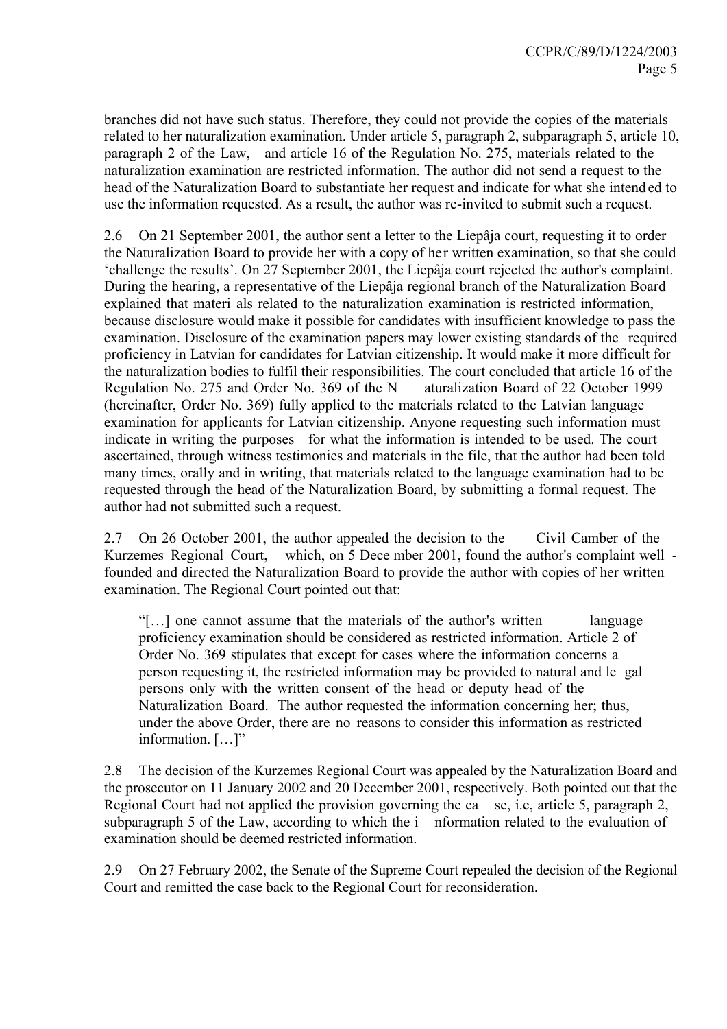branches did not have such status. Therefore, they could not provide the copies of the materials related to her naturalization examination. Under article 5, paragraph 2, subparagraph 5, article 10, paragraph 2 of the Law, and article 16 of the Regulation No. 275, materials related to the naturalization examination are restricted information. The author did not send a request to the head of the Naturalization Board to substantiate her request and indicate for what she intended to use the information requested. As a result, the author was re-invited to submit such a request.

2.6 On 21 September 2001, the author sent a letter to the Liepâja court, requesting it to order the Naturalization Board to provide her with a copy of her written examination, so that she could 'challenge the results'. On 27 September 2001, the Liepâja court rejected the author's complaint. During the hearing, a representative of the Liepâja regional branch of the Naturalization Board explained that materials related to the naturalization examination is restricted information, because disclosure would make it possible for candidates with insufficient knowledge to pass the examination. Disclosure of the examination papers may lower existing standards of the required proficiency in Latvian for candidates for Latvian citizenship. It would make it more difficult for the naturalization bodies to fulfil their responsibilities. The court concluded that article 16 of the Regulation No. 275 and Order No. 369 of the Naturalization Board of 22 October 1999 (hereinafter, Order No. 369) fully applied to the materials related to the Latvian language examination for applicants for Latvian citizenship. Anyone requesting such information must indicate in writing the purposes for what the information is intended to be used. The court ascertained, through witness testimonies and materials in the file, that the author had been told many times, orally and in writing, that materials related to the language examination had to be requested through the head of the Naturalization Board, by submitting a formal request. The author had not submitted such a request.

2.7 On 26 October 2001, the author appealed the decision to the Civil Camber of the Kurzemes Regional Court, which, on 5 December 2001, found the author's complaint well-founded and directed the Naturalization Board to provide the author with copies of her written examination. The Regional Court pointed out that:

> "[…] one cannot assume that the materials of the author's written language proficiency examination should be considered as restricted information. Article 2 of Order No. 369 stipulates that except for cases where the information concerns a person requesting it, the restricted information may be provided to natural and legal persons only with the written consent of the head or deputy head of the Naturalization Board. The author requested the information concerning her; thus, under the above Order, there are no reasons to consider this information as restricted information. […]"

2.8 The decision of the Kurzemes Regional Court was appealed by the Naturalization Board and the prosecutor on 11 January 2002 and 20 December 2001, respectively. Both pointed out that the Regional Court had not applied the provision governing the case, i.e, article 5, paragraph 2, subparagraph 5 of the Law, according to which the information related to the evaluation of examination should be deemed restricted information.

2.9 On 27 February 2002, the Senate of the Supreme Court repealed the decision of the Regional Court and remitted the case back to the Regional Court for reconsideration.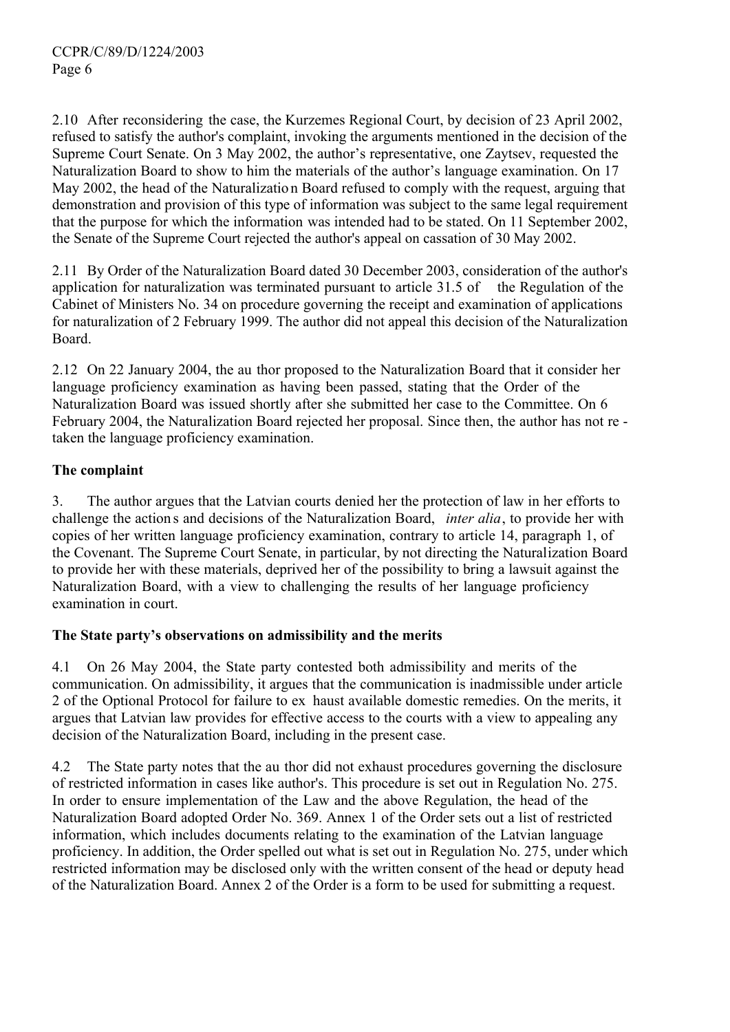2.10 After reconsidering the case, the Kurzemes Regional Court, by decision of 23 April 2002, refused to satisfy the author's complaint, invoking the arguments mentioned in the decision of the Supreme Court Senate. On 3 May 2002, the author's representative, one Zaytsev, requested the Naturalization Board to show to him the materials of the author's language examination. On 17 May 2002, the head of the Naturalization Board refused to comply with the request, arguing that demonstration and provision of this type of information was subject to the same legal requirement that the purpose for which the information was intended had to be stated. On 11 September 2002, the Senate of the Supreme Court rejected the author's appeal on cassation of 30 May 2002.

2.11 By Order of the Naturalization Board dated 30 December 2003, consideration of the author's application for naturalization was terminated pursuant to article 31.5 of the Regulation of the Cabinet of Ministers No. 34 on procedure governing the receipt and examination of applications for naturalization of 2 February 1999. The author did not appeal this decision of the Naturalization Board.

2.12 On 22 January 2004, the author proposed to the Naturalization Board that it consider her language proficiency examination as having been passed, stating that the Order of the Naturalization Board was issued shortly after she submitted her case to the Committee. On 6 February 2004, the Naturalization Board rejected her proposal. Since then, the author has not re-taken the language proficiency examination.

**The complaint**

3. The author argues that the Latvian courts denied her the protection of law in her efforts to challenge the actions and decisions of the Naturalization Board, *inter alia*, to provide her with copies of her written language proficiency examination, contrary to article 14, paragraph 1, of the Covenant. The Supreme Court Senate, in particular, by not directing the Naturalization Board to provide her with these materials, deprived her of the possibility to bring a lawsuit against the Naturalization Board, with a view to challenging the results of her language proficiency examination in court.

**The State party's observations on admissibility and the merits**

4.1 On 26 May 2004, the State party contested both admissibility and merits of the communication. On admissibility, it argues that the communication is inadmissible under article 2 of the Optional Protocol for failure to exhaust available domestic remedies. On the merits, it argues that Latvian law provides for effective access to the courts with a view to appealing any decision of the Naturalization Board, including in the present case.

4.2 The State party notes that the author did not exhaust procedures governing the disclosure of restricted information in cases like author's. This procedure is set out in Regulation No. 275. In order to ensure implementation of the Law and the above Regulation, the head of the Naturalization Board adopted Order No. 369. Annex 1 of the Order sets out a list of restricted information, which includes documents relating to the examination of the Latvian language proficiency. In addition, the Order spelled out what is set out in Regulation No. 275, under which restricted information may be disclosed only with the written consent of the head or deputy head of the Naturalization Board. Annex 2 of the Order is a form to be used for submitting a request.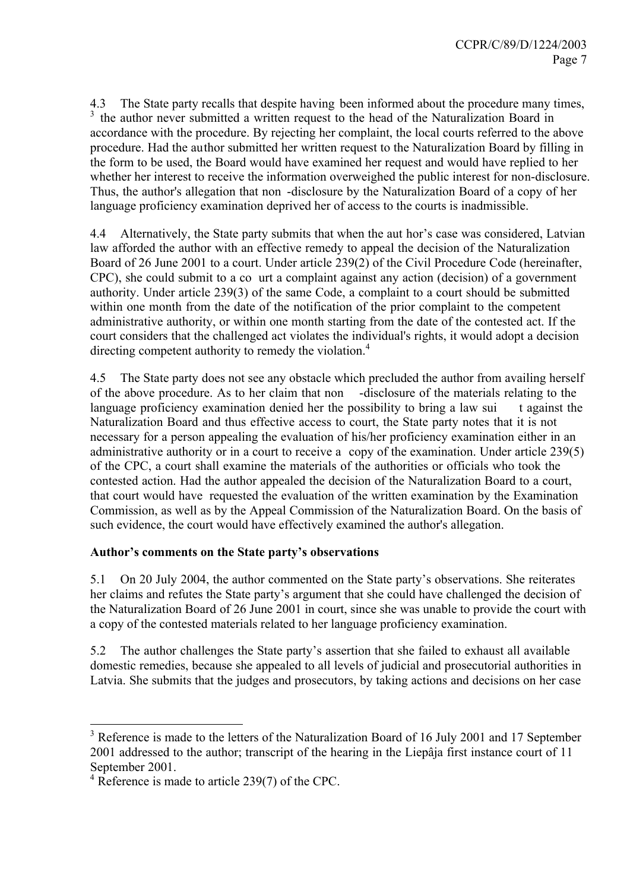4.3 The State party recalls that despite having been informed about the procedure many times,[3] the author never submitted a written request to the head of the Naturalization Board in accordance with the procedure. By rejecting her complaint, the local courts referred to the above procedure. Had the author submitted her written request to the Naturalization Board by filling in the form to be used, the Board would have examined her request and would have replied to her whether her interest to receive the information overweighed the public interest for non-disclosure. Thus, the author's allegation that non-disclosure by the Naturalization Board of a copy of her language proficiency examination deprived her of access to the courts is inadmissible.

4.4 Alternatively, the State party submits that when the author's case was considered, Latvian law afforded the author with an effective remedy to appeal the decision of the Naturalization Board of 26 June 2001 to a court. Under article 239(2) of the Civil Procedure Code (hereinafter, CPC), she could submit to a court a complaint against any action (decision) of a government authority. Under article 239(3) of the same Code, a complaint to a court should be submitted within one month from the date of the notification of the prior complaint to the competent administrative authority, or within one month starting from the date of the contested act. If the court considers that the challenged act violates the individual's rights, it would adopt a decision directing competent authority to remedy the violation.[4]

4.5 The State party does not see any obstacle which precluded the author from availing herself of the above procedure. As to her claim that non-disclosure of the materials relating to the language proficiency examination denied her the possibility to bring a law suit against the Naturalization Board and thus effective access to court, the State party notes that it is not necessary for a person appealing the evaluation of his/her proficiency examination either in an administrative authority or in a court to receive a copy of the examination. Under article 239(5) of the CPC, a court shall examine the materials of the authorities or officials who took the contested action. Had the author appealed the decision of the Naturalization Board to a court, that court would have requested the evaluation of the written examination by the Examination Commission, as well as by the Appeal Commission of the Naturalization Board. On the basis of such evidence, the court would have effectively examined the author's allegation.

**Author's comments on the State party's observations**

5.1 On 20 July 2004, the author commented on the State party's observations. She reiterates her claims and refutes the State party's argument that she could have challenged the decision of the Naturalization Board of 26 June 2001 in court, since she was unable to provide the court with a copy of the contested materials related to her language proficiency examination.

5.2 The author challenges the State party's assertion that she failed to exhaust all available domestic remedies, because she appealed to all levels of judicial and prosecutorial authorities in Latvia. She submits that the judges and prosecutors, by taking actions and decisions on her case

---

[3] Reference is made to the letters of the Naturalization Board of 16 July 2001 and 17 September 2001 addressed to the author; transcript of the hearing in the Liepâja first instance court of 11 September 2001.

[4] Reference is made to article 239(7) of the CPC.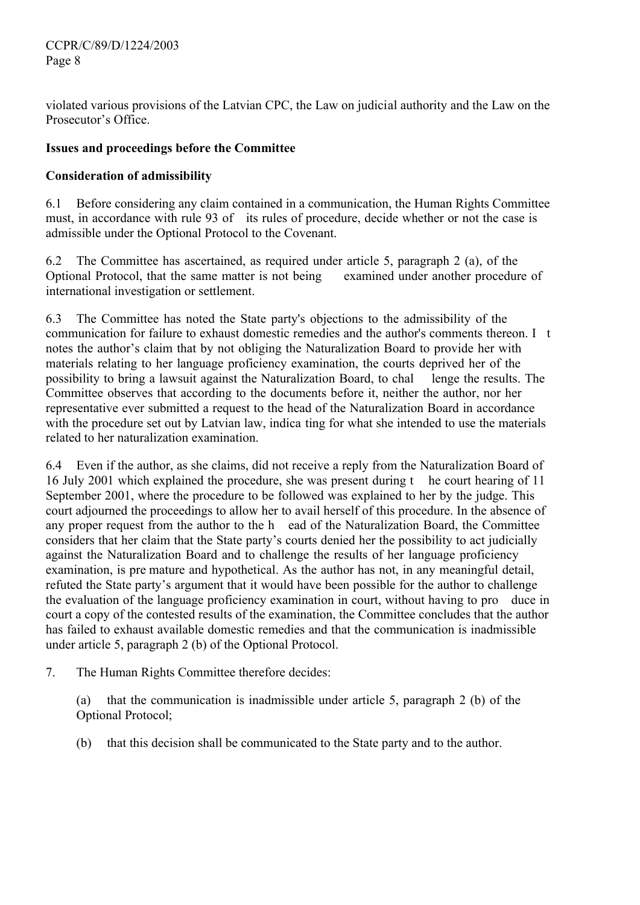violated various provisions of the Latvian CPC, the Law on judicial authority and the Law on the Prosecutor's Office.

**Issues and proceedings before the Committee**

**Consideration of admissibility**

6.1 Before considering any claim contained in a communication, the Human Rights Committee must, in accordance with rule 93 of its rules of procedure, decide whether or not the case is admissible under the Optional Protocol to the Covenant.

6.2 The Committee has ascertained, as required under article 5, paragraph 2 (a), of the Optional Protocol, that the same matter is not being examined under another procedure of international investigation or settlement.

6.3 The Committee has noted the State party's objections to the admissibility of the communication for failure to exhaust domestic remedies and the author's comments thereon. It notes the author's claim that by not obliging the Naturalization Board to provide her with materials relating to her language proficiency examination, the courts deprived her of the possibility to bring a lawsuit against the Naturalization Board, to challenge the results. The Committee observes that according to the documents before it, neither the author, nor her representative ever submitted a request to the head of the Naturalization Board in accordance with the procedure set out by Latvian law, indicating for what she intended to use the materials related to her naturalization examination.

6.4 Even if the author, as she claims, did not receive a reply from the Naturalization Board of 16 July 2001 which explained the procedure, she was present during the court hearing of 11 September 2001, where the procedure to be followed was explained to her by the judge. This court adjourned the proceedings to allow her to avail herself of this procedure. In the absence of any proper request from the author to the head of the Naturalization Board, the Committee considers that her claim that the State party's courts denied her the possibility to act judicially against the Naturalization Board and to challenge the results of her language proficiency examination, is premature and hypothetical. As the author has not, in any meaningful detail, refuted the State party's argument that it would have been possible for the author to challenge the evaluation of the language proficiency examination in court, without having to produce in court a copy of the contested results of the examination, the Committee concludes that the author has failed to exhaust available domestic remedies and that the communication is inadmissible under article 5, paragraph 2 (b) of the Optional Protocol.

7. The Human Rights Committee therefore decides:

(a) that the communication is inadmissible under article 5, paragraph 2 (b) of the Optional Protocol;

(b) that this decision shall be communicated to the State party and to the author.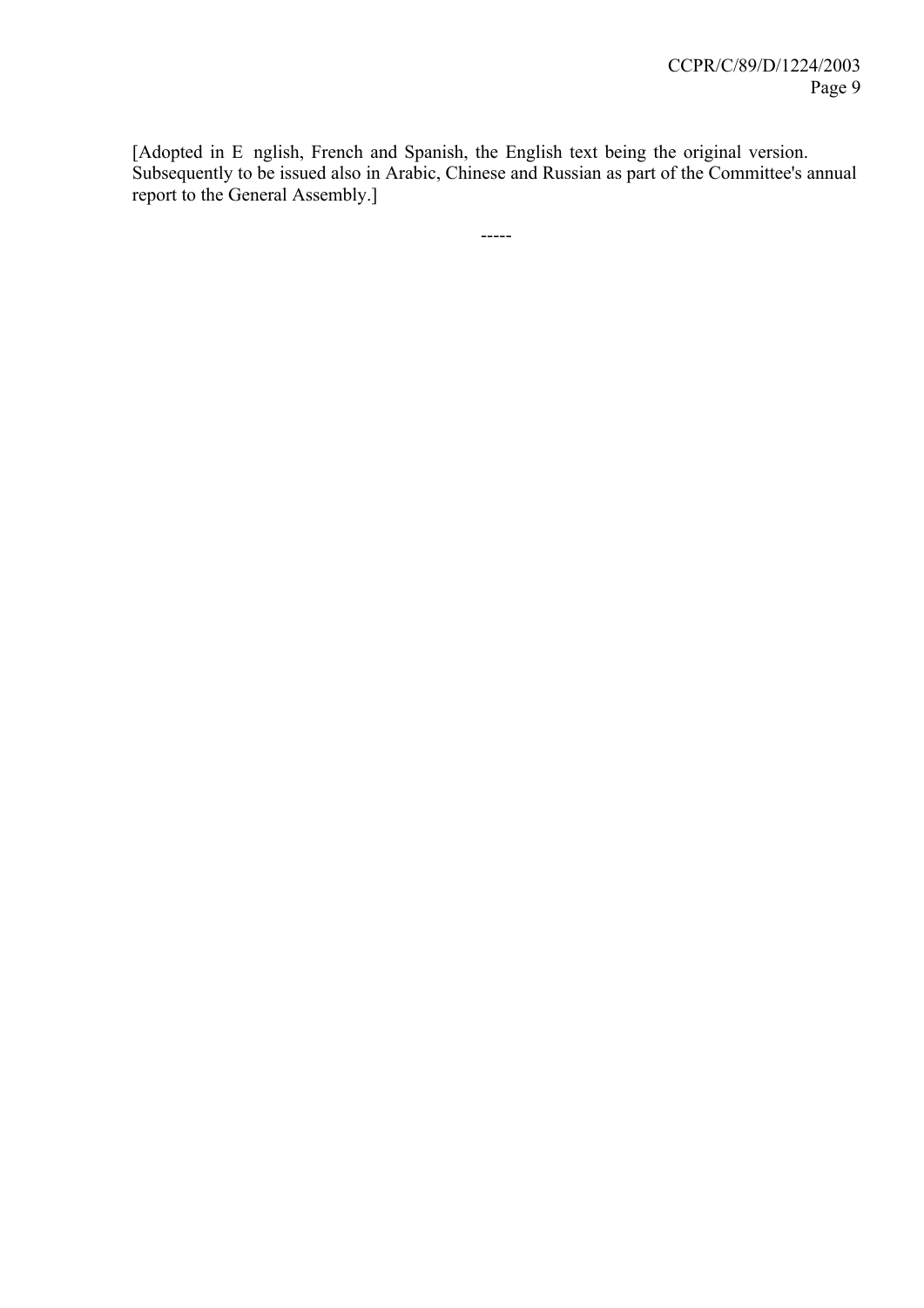[Adopted in E nglish, French and Spanish, the English text being the original version. Subsequently to be issued also in Arabic, Chinese and Russian as part of the Committee's annual report to the General Assembly.]

-----